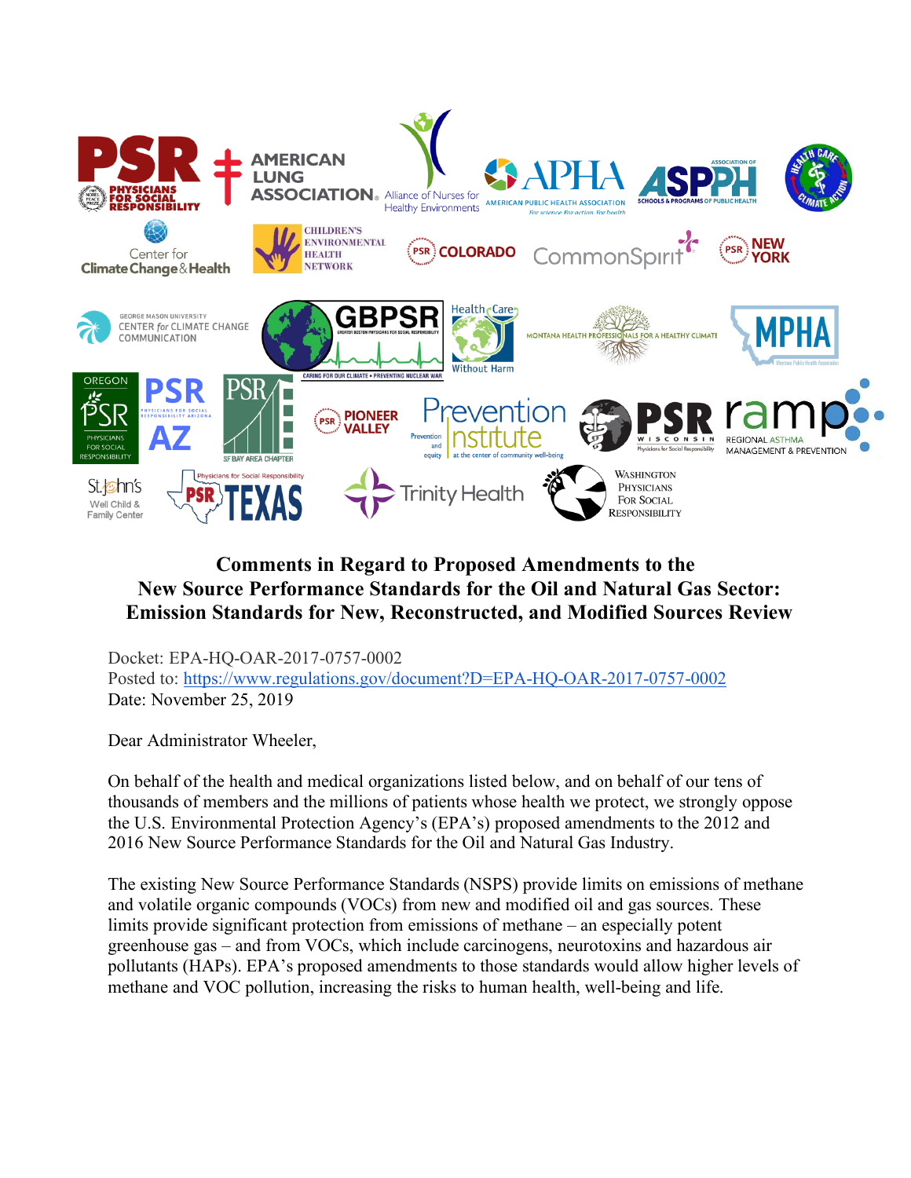**Comments in Regard to Proposed Amendments to the New Source Performance Standards for the Oil and Natural Gas Sector: Emission Standards for New, Reconstructed, and Modified Sources Review**

Docket: EPA-HQ-OAR-2017-0757-0002
Posted to: https://www.regulations.gov/document?D=EPA-HQ-OAR-2017-0757-0002
Date: November 25, 2019

Dear Administrator Wheeler,

On behalf of the health and medical organizations listed below, and on behalf of our tens of thousands of members and the millions of patients whose health we protect, we strongly oppose the U.S. Environmental Protection Agency's (EPA's) proposed amendments to the 2012 and 2016 New Source Performance Standards for the Oil and Natural Gas Industry.

The existing New Source Performance Standards (NSPS) provide limits on emissions of methane and volatile organic compounds (VOCs) from new and modified oil and gas sources. These limits provide significant protection from emissions of methane – an especially potent greenhouse gas – and from VOCs, which include carcinogens, neurotoxins and hazardous air pollutants (HAPs). EPA's proposed amendments to those standards would allow higher levels of methane and VOC pollution, increasing the risks to human health, well-being and life.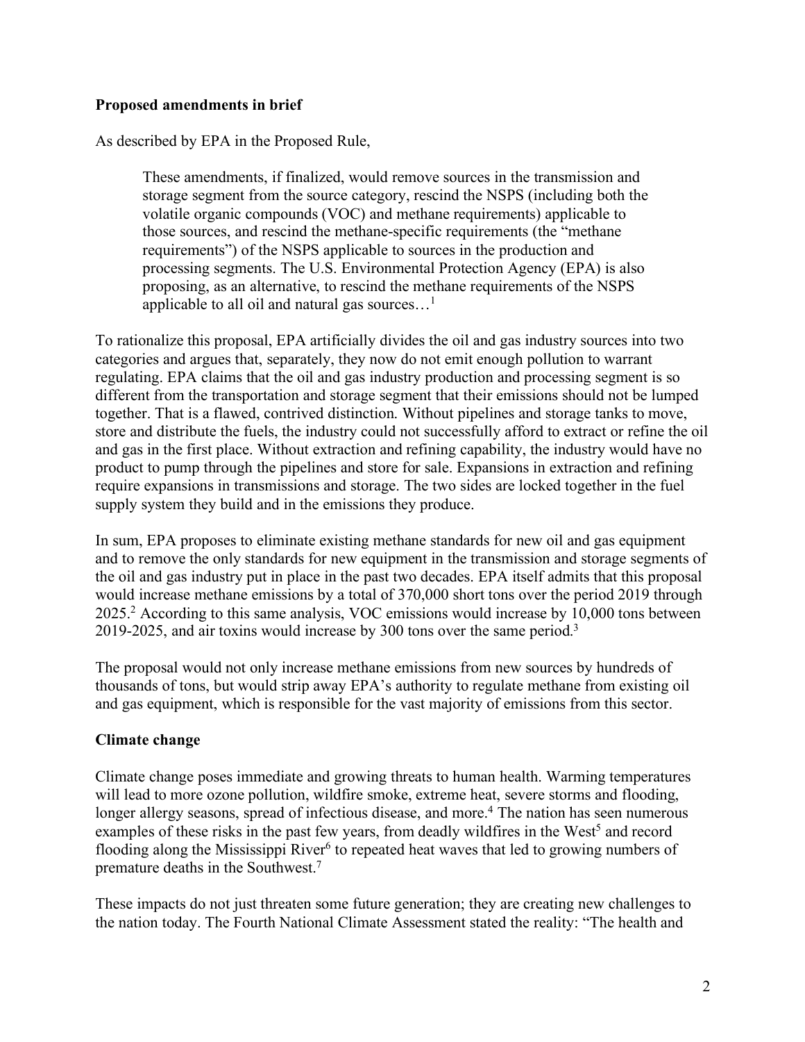**Proposed amendments in brief**

As described by EPA in the Proposed Rule,

> These amendments, if finalized, would remove sources in the transmission and storage segment from the source category, rescind the NSPS (including both the volatile organic compounds (VOC) and methane requirements) applicable to those sources, and rescind the methane-specific requirements (the "methane requirements") of the NSPS applicable to sources in the production and processing segments. The U.S. Environmental Protection Agency (EPA) is also proposing, as an alternative, to rescind the methane requirements of the NSPS applicable to all oil and natural gas sources…[1]

To rationalize this proposal, EPA artificially divides the oil and gas industry sources into two categories and argues that, separately, they now do not emit enough pollution to warrant regulating. EPA claims that the oil and gas industry production and processing segment is so different from the transportation and storage segment that their emissions should not be lumped together. That is a flawed, contrived distinction. Without pipelines and storage tanks to move, store and distribute the fuels, the industry could not successfully afford to extract or refine the oil and gas in the first place. Without extraction and refining capability, the industry would have no product to pump through the pipelines and store for sale. Expansions in extraction and refining require expansions in transmissions and storage. The two sides are locked together in the fuel supply system they build and in the emissions they produce.

In sum, EPA proposes to eliminate existing methane standards for new oil and gas equipment and to remove the only standards for new equipment in the transmission and storage segments of the oil and gas industry put in place in the past two decades. EPA itself admits that this proposal would increase methane emissions by a total of 370,000 short tons over the period 2019 through 2025.[2] According to this same analysis, VOC emissions would increase by 10,000 tons between 2019-2025, and air toxins would increase by 300 tons over the same period.[3]

The proposal would not only increase methane emissions from new sources by hundreds of thousands of tons, but would strip away EPA's authority to regulate methane from existing oil and gas equipment, which is responsible for the vast majority of emissions from this sector.

**Climate change**

Climate change poses immediate and growing threats to human health. Warming temperatures will lead to more ozone pollution, wildfire smoke, extreme heat, severe storms and flooding, longer allergy seasons, spread of infectious disease, and more.[4] The nation has seen numerous examples of these risks in the past few years, from deadly wildfires in the West[5] and record flooding along the Mississippi River[6] to repeated heat waves that led to growing numbers of premature deaths in the Southwest.[7]

These impacts do not just threaten some future generation; they are creating new challenges to the nation today. The Fourth National Climate Assessment stated the reality: "The health and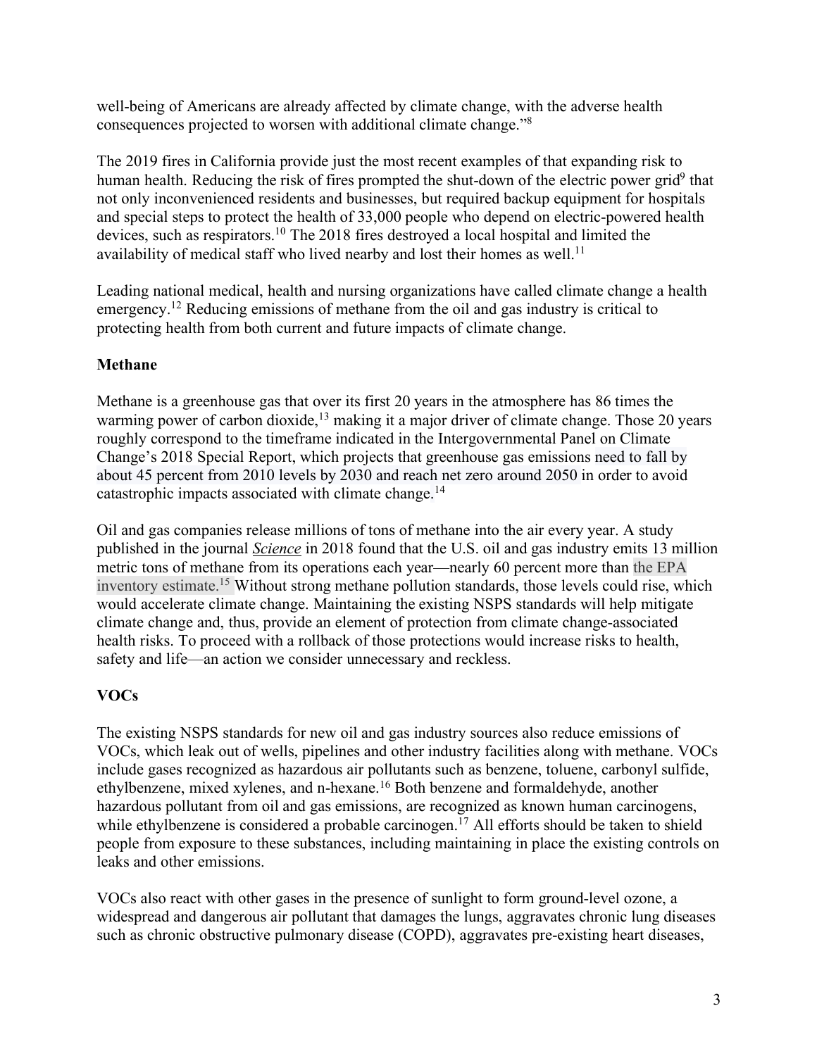well-being of Americans are already affected by climate change, with the adverse health consequences projected to worsen with additional climate change."[8]

The 2019 fires in California provide just the most recent examples of that expanding risk to human health. Reducing the risk of fires prompted the shut-down of the electric power grid[9] that not only inconvenienced residents and businesses, but required backup equipment for hospitals and special steps to protect the health of 33,000 people who depend on electric-powered health devices, such as respirators.[10] The 2018 fires destroyed a local hospital and limited the availability of medical staff who lived nearby and lost their homes as well.[11]

Leading national medical, health and nursing organizations have called climate change a health emergency.[12] Reducing emissions of methane from the oil and gas industry is critical to protecting health from both current and future impacts of climate change.

**Methane**

Methane is a greenhouse gas that over its first 20 years in the atmosphere has 86 times the warming power of carbon dioxide,[13] making it a major driver of climate change. Those 20 years roughly correspond to the timeframe indicated in the Intergovernmental Panel on Climate Change's 2018 Special Report, which projects that greenhouse gas emissions need to fall by about 45 percent from 2010 levels by 2030 and reach net zero around 2050 in order to avoid catastrophic impacts associated with climate change.[14]

Oil and gas companies release millions of tons of methane into the air every year. A study published in the journal *Science* in 2018 found that the U.S. oil and gas industry emits 13 million metric tons of methane from its operations each year—nearly 60 percent more than the EPA inventory estimate.[15] Without strong methane pollution standards, those levels could rise, which would accelerate climate change. Maintaining the existing NSPS standards will help mitigate climate change and, thus, provide an element of protection from climate change-associated health risks. To proceed with a rollback of those protections would increase risks to health, safety and life—an action we consider unnecessary and reckless.

**VOCs**

The existing NSPS standards for new oil and gas industry sources also reduce emissions of VOCs, which leak out of wells, pipelines and other industry facilities along with methane. VOCs include gases recognized as hazardous air pollutants such as benzene, toluene, carbonyl sulfide, ethylbenzene, mixed xylenes, and n-hexane.[16] Both benzene and formaldehyde, another hazardous pollutant from oil and gas emissions, are recognized as known human carcinogens, while ethylbenzene is considered a probable carcinogen.[17] All efforts should be taken to shield people from exposure to these substances, including maintaining in place the existing controls on leaks and other emissions.

VOCs also react with other gases in the presence of sunlight to form ground-level ozone, a widespread and dangerous air pollutant that damages the lungs, aggravates chronic lung diseases such as chronic obstructive pulmonary disease (COPD), aggravates pre-existing heart diseases,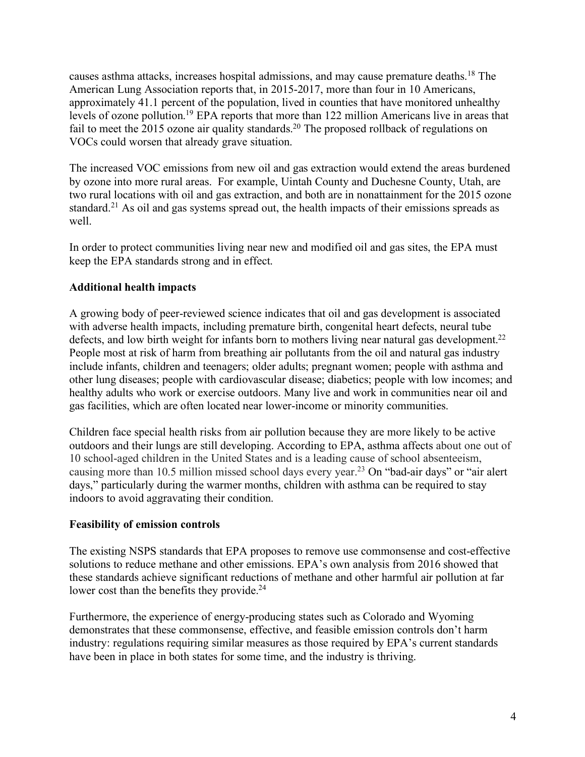causes asthma attacks, increases hospital admissions, and may cause premature deaths.[18] The American Lung Association reports that, in 2015-2017, more than four in 10 Americans, approximately 41.1 percent of the population, lived in counties that have monitored unhealthy levels of ozone pollution.[19] EPA reports that more than 122 million Americans live in areas that fail to meet the 2015 ozone air quality standards.[20] The proposed rollback of regulations on VOCs could worsen that already grave situation.

The increased VOC emissions from new oil and gas extraction would extend the areas burdened by ozone into more rural areas. For example, Uintah County and Duchesne County, Utah, are two rural locations with oil and gas extraction, and both are in nonattainment for the 2015 ozone standard.[21] As oil and gas systems spread out, the health impacts of their emissions spreads as well.

In order to protect communities living near new and modified oil and gas sites, the EPA must keep the EPA standards strong and in effect.

## Additional health impacts

A growing body of peer-reviewed science indicates that oil and gas development is associated with adverse health impacts, including premature birth, congenital heart defects, neural tube defects, and low birth weight for infants born to mothers living near natural gas development.[22] People most at risk of harm from breathing air pollutants from the oil and natural gas industry include infants, children and teenagers; older adults; pregnant women; people with asthma and other lung diseases; people with cardiovascular disease; diabetics; people with low incomes; and healthy adults who work or exercise outdoors. Many live and work in communities near oil and gas facilities, which are often located near lower-income or minority communities.

Children face special health risks from air pollution because they are more likely to be active outdoors and their lungs are still developing. According to EPA, asthma affects about one out of 10 school-aged children in the United States and is a leading cause of school absenteeism, causing more than 10.5 million missed school days every year.[23] On "bad-air days" or "air alert days," particularly during the warmer months, children with asthma can be required to stay indoors to avoid aggravating their condition.

## Feasibility of emission controls

The existing NSPS standards that EPA proposes to remove use commonsense and cost-effective solutions to reduce methane and other emissions. EPA's own analysis from 2016 showed that these standards achieve significant reductions of methane and other harmful air pollution at far lower cost than the benefits they provide.[24]

Furthermore, the experience of energy-producing states such as Colorado and Wyoming demonstrates that these commonsense, effective, and feasible emission controls don't harm industry: regulations requiring similar measures as those required by EPA's current standards have been in place in both states for some time, and the industry is thriving.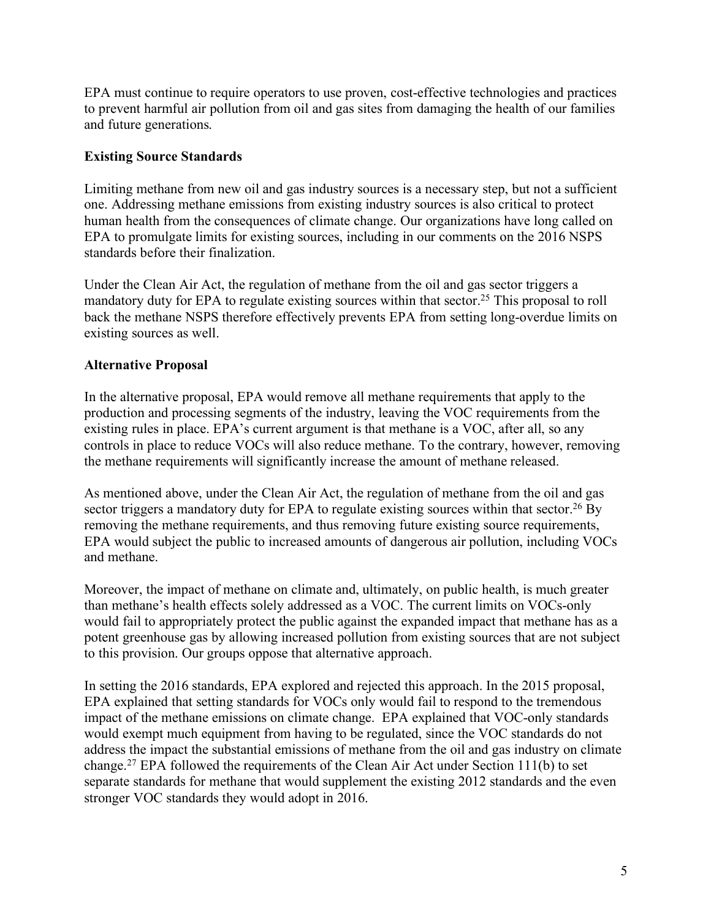EPA must continue to require operators to use proven, cost-effective technologies and practices to prevent harmful air pollution from oil and gas sites from damaging the health of our families and future generations.

**Existing Source Standards**

Limiting methane from new oil and gas industry sources is a necessary step, but not a sufficient one. Addressing methane emissions from existing industry sources is also critical to protect human health from the consequences of climate change. Our organizations have long called on EPA to promulgate limits for existing sources, including in our comments on the 2016 NSPS standards before their finalization.

Under the Clean Air Act, the regulation of methane from the oil and gas sector triggers a mandatory duty for EPA to regulate existing sources within that sector.[25] This proposal to roll back the methane NSPS therefore effectively prevents EPA from setting long-overdue limits on existing sources as well.

**Alternative Proposal**

In the alternative proposal, EPA would remove all methane requirements that apply to the production and processing segments of the industry, leaving the VOC requirements from the existing rules in place. EPA's current argument is that methane is a VOC, after all, so any controls in place to reduce VOCs will also reduce methane. To the contrary, however, removing the methane requirements will significantly increase the amount of methane released.

As mentioned above, under the Clean Air Act, the regulation of methane from the oil and gas sector triggers a mandatory duty for EPA to regulate existing sources within that sector.[26] By removing the methane requirements, and thus removing future existing source requirements, EPA would subject the public to increased amounts of dangerous air pollution, including VOCs and methane.

Moreover, the impact of methane on climate and, ultimately, on public health, is much greater than methane's health effects solely addressed as a VOC. The current limits on VOCs-only would fail to appropriately protect the public against the expanded impact that methane has as a potent greenhouse gas by allowing increased pollution from existing sources that are not subject to this provision. Our groups oppose that alternative approach.

In setting the 2016 standards, EPA explored and rejected this approach. In the 2015 proposal, EPA explained that setting standards for VOCs only would fail to respond to the tremendous impact of the methane emissions on climate change. EPA explained that VOC-only standards would exempt much equipment from having to be regulated, since the VOC standards do not address the impact the substantial emissions of methane from the oil and gas industry on climate change.[27] EPA followed the requirements of the Clean Air Act under Section 111(b) to set separate standards for methane that would supplement the existing 2012 standards and the even stronger VOC standards they would adopt in 2016.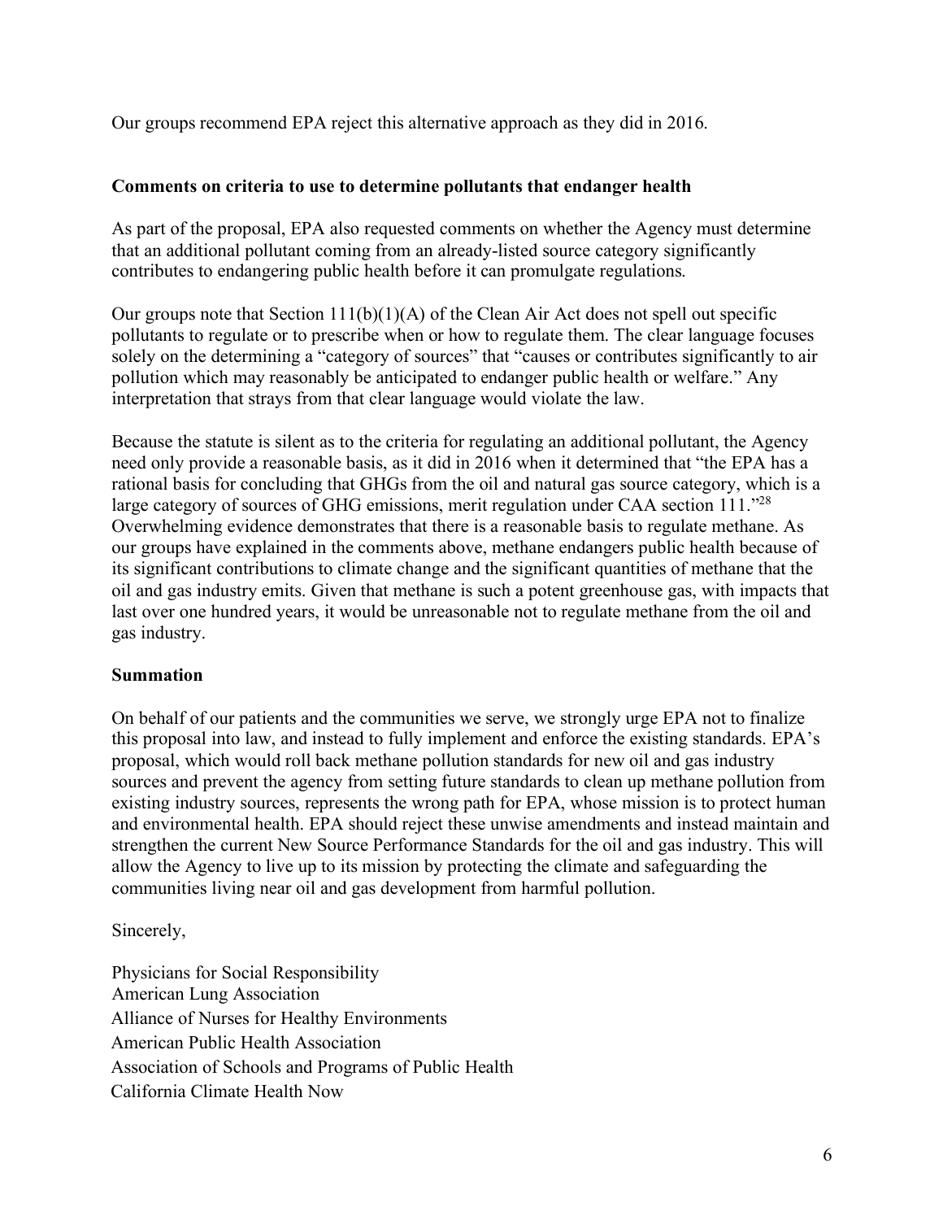Our groups recommend EPA reject this alternative approach as they did in 2016.

**Comments on criteria to use to determine pollutants that endanger health**

As part of the proposal, EPA also requested comments on whether the Agency must determine that an additional pollutant coming from an already-listed source category significantly contributes to endangering public health before it can promulgate regulations.

Our groups note that Section 111(b)(1)(A) of the Clean Air Act does not spell out specific pollutants to regulate or to prescribe when or how to regulate them. The clear language focuses solely on the determining a "category of sources" that "causes or contributes significantly to air pollution which may reasonably be anticipated to endanger public health or welfare." Any interpretation that strays from that clear language would violate the law.

Because the statute is silent as to the criteria for regulating an additional pollutant, the Agency need only provide a reasonable basis, as it did in 2016 when it determined that "the EPA has a rational basis for concluding that GHGs from the oil and natural gas source category, which is a large category of sources of GHG emissions, merit regulation under CAA section 111."[28] Overwhelming evidence demonstrates that there is a reasonable basis to regulate methane. As our groups have explained in the comments above, methane endangers public health because of its significant contributions to climate change and the significant quantities of methane that the oil and gas industry emits. Given that methane is such a potent greenhouse gas, with impacts that last over one hundred years, it would be unreasonable not to regulate methane from the oil and gas industry.

**Summation**

On behalf of our patients and the communities we serve, we strongly urge EPA not to finalize this proposal into law, and instead to fully implement and enforce the existing standards. EPA's proposal, which would roll back methane pollution standards for new oil and gas industry sources and prevent the agency from setting future standards to clean up methane pollution from existing industry sources, represents the wrong path for EPA, whose mission is to protect human and environmental health. EPA should reject these unwise amendments and instead maintain and strengthen the current New Source Performance Standards for the oil and gas industry. This will allow the Agency to live up to its mission by protecting the climate and safeguarding the communities living near oil and gas development from harmful pollution.

Sincerely,

Physicians for Social Responsibility
American Lung Association
Alliance of Nurses for Healthy Environments
American Public Health Association
Association of Schools and Programs of Public Health
California Climate Health Now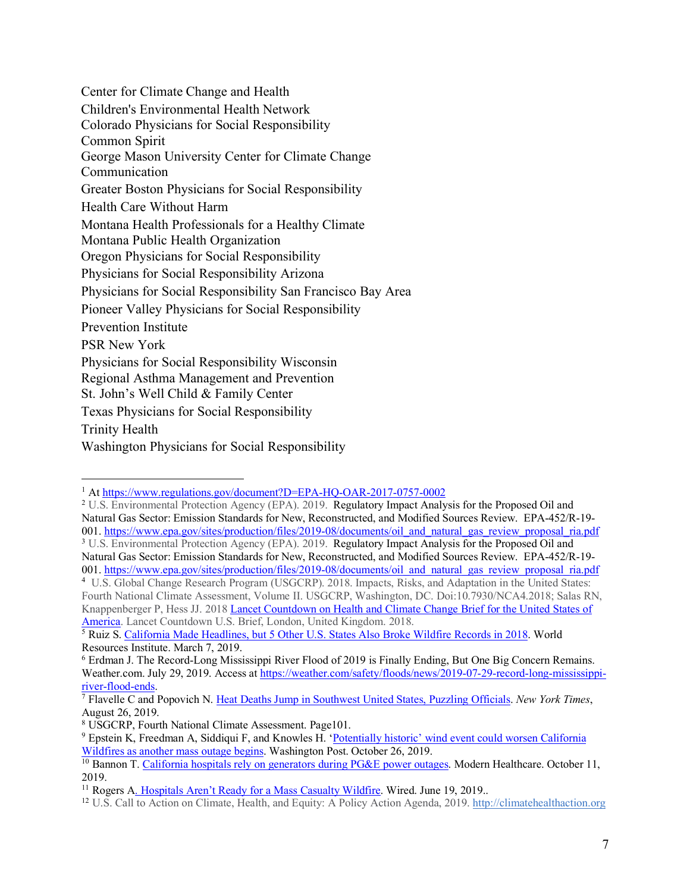Center for Climate Change and Health
Children's Environmental Health Network
Colorado Physicians for Social Responsibility
Common Spirit
George Mason University Center for Climate Change Communication
Greater Boston Physicians for Social Responsibility
Health Care Without Harm
Montana Health Professionals for a Healthy Climate
Montana Public Health Organization
Oregon Physicians for Social Responsibility
Physicians for Social Responsibility Arizona
Physicians for Social Responsibility San Francisco Bay Area
Pioneer Valley Physicians for Social Responsibility
Prevention Institute
PSR New York
Physicians for Social Responsibility Wisconsin
Regional Asthma Management and Prevention
St. John's Well Child & Family Center
Texas Physicians for Social Responsibility
Trinity Health
Washington Physicians for Social Responsibility

---

[1] At https://www.regulations.gov/document?D=EPA-HQ-OAR-2017-0757-0002

[2] U.S. Environmental Protection Agency (EPA). 2019. Regulatory Impact Analysis for the Proposed Oil and Natural Gas Sector: Emission Standards for New, Reconstructed, and Modified Sources Review. EPA-452/R-19-001. https://www.epa.gov/sites/production/files/2019-08/documents/oil_and_natural_gas_review_proposal_ria.pdf

[3] U.S. Environmental Protection Agency (EPA). 2019. Regulatory Impact Analysis for the Proposed Oil and Natural Gas Sector: Emission Standards for New, Reconstructed, and Modified Sources Review. EPA-452/R-19-001. https://www.epa.gov/sites/production/files/2019-08/documents/oil_and_natural_gas_review_proposal_ria.pdf

[4] U.S. Global Change Research Program (USGCRP). 2018. Impacts, Risks, and Adaptation in the United States: Fourth National Climate Assessment, Volume II. USGCRP, Washington, DC. Doi:10.7930/NCA4.2018; Salas RN, Knappenberger P, Hess JJ. 2018 Lancet Countdown on Health and Climate Change Brief for the United States of America. Lancet Countdown U.S. Brief, London, United Kingdom. 2018.

[5] Ruiz S. California Made Headlines, but 5 Other U.S. States Also Broke Wildfire Records in 2018. World Resources Institute. March 7, 2019.

[6] Erdman J. The Record-Long Mississippi River Flood of 2019 is Finally Ending, But One Big Concern Remains. Weather.com. July 29, 2019. Access at https://weather.com/safety/floods/news/2019-07-29-record-long-mississippi-river-flood-ends.

[7] Flavelle C and Popovich N. Heat Deaths Jump in Southwest United States, Puzzling Officials. *New York Times*, August 26, 2019.

[8] USGCRP, Fourth National Climate Assessment. Page101.

[9] Epstein K, Freedman A, Siddiqui F, and Knowles H. 'Potentially historic' wind event could worsen California Wildfires as another mass outage begins. Washington Post. October 26, 2019.

[10] Bannon T. California hospitals rely on generators during PG&E power outages. Modern Healthcare. October 11, 2019.

[11] Rogers A. Hospitals Aren't Ready for a Mass Casualty Wildfire. Wired. June 19, 2019..

[12] U.S. Call to Action on Climate, Health, and Equity: A Policy Action Agenda, 2019. http://climatehealthaction.org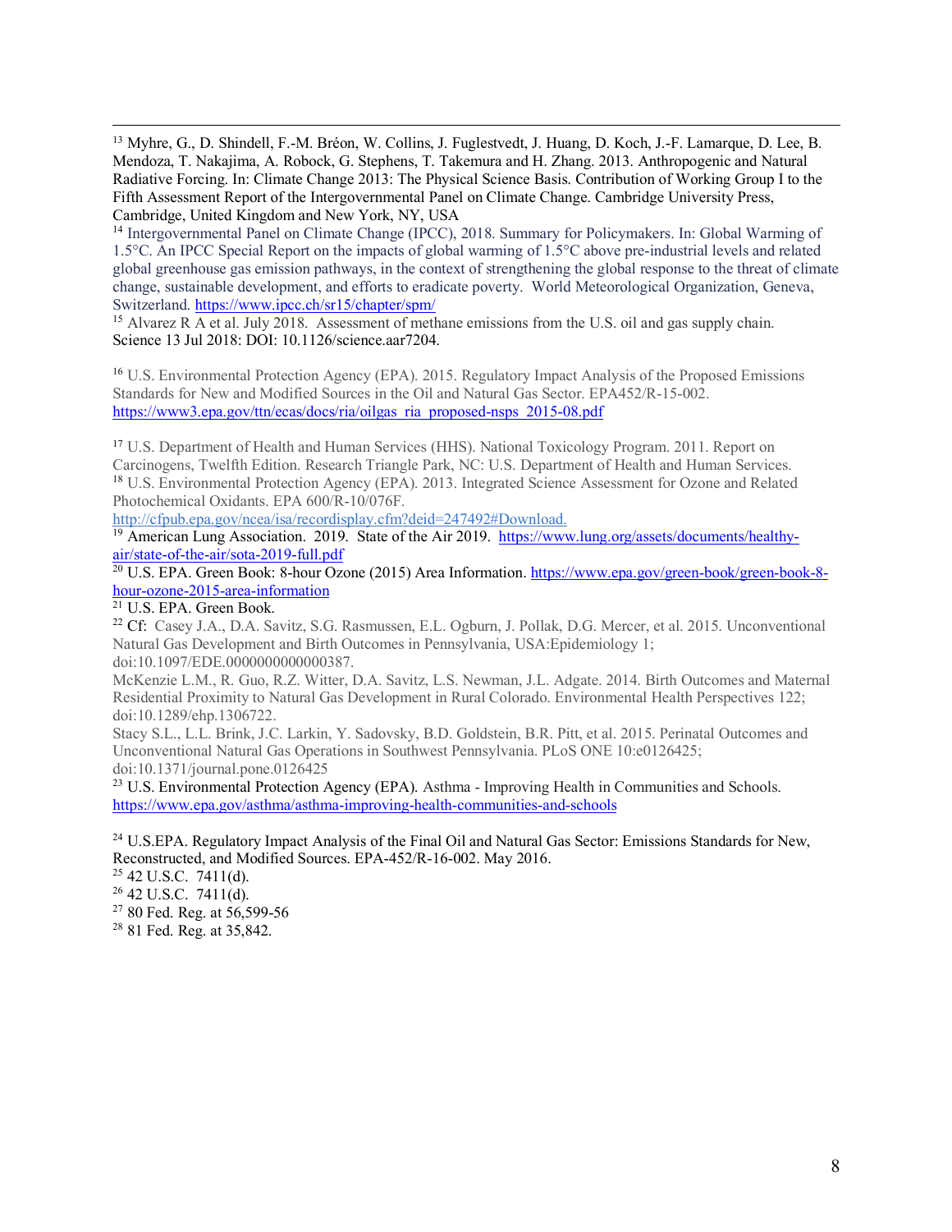[13] Myhre, G., D. Shindell, F.-M. Bréon, W. Collins, J. Fuglestvedt, J. Huang, D. Koch, J.-F. Lamarque, D. Lee, B. Mendoza, T. Nakajima, A. Robock, G. Stephens, T. Takemura and H. Zhang. 2013. Anthropogenic and Natural Radiative Forcing. In: Climate Change 2013: The Physical Science Basis. Contribution of Working Group I to the Fifth Assessment Report of the Intergovernmental Panel on Climate Change. Cambridge University Press, Cambridge, United Kingdom and New York, NY, USA

[14] Intergovernmental Panel on Climate Change (IPCC), 2018. Summary for Policymakers. In: Global Warming of 1.5°C. An IPCC Special Report on the impacts of global warming of 1.5°C above pre-industrial levels and related global greenhouse gas emission pathways, in the context of strengthening the global response to the threat of climate change, sustainable development, and efforts to eradicate poverty. World Meteorological Organization, Geneva, Switzerland. https://www.ipcc.ch/sr15/chapter/spm/

[15] Alvarez R A et al. July 2018. Assessment of methane emissions from the U.S. oil and gas supply chain. Science 13 Jul 2018: DOI: 10.1126/science.aar7204.

[16] U.S. Environmental Protection Agency (EPA). 2015. Regulatory Impact Analysis of the Proposed Emissions Standards for New and Modified Sources in the Oil and Natural Gas Sector. EPA452/R-15-002. https://www3.epa.gov/ttn/ecas/docs/ria/oilgas_ria_proposed-nsps_2015-08.pdf

[17] U.S. Department of Health and Human Services (HHS). National Toxicology Program. 2011. Report on Carcinogens, Twelfth Edition. Research Triangle Park, NC: U.S. Department of Health and Human Services.

[18] U.S. Environmental Protection Agency (EPA). 2013. Integrated Science Assessment for Ozone and Related Photochemical Oxidants. EPA 600/R-10/076F. http://cfpub.epa.gov/ncea/isa/recordisplay.cfm?deid=247492#Download.

[19] American Lung Association. 2019. State of the Air 2019. https://www.lung.org/assets/documents/healthy-air/state-of-the-air/sota-2019-full.pdf

[20] U.S. EPA. Green Book: 8-hour Ozone (2015) Area Information. https://www.epa.gov/green-book/green-book-8-hour-ozone-2015-area-information

[21] U.S. EPA. Green Book.

[22] Cf: Casey J.A., D.A. Savitz, S.G. Rasmussen, E.L. Ogburn, J. Pollak, D.G. Mercer, et al. 2015. Unconventional Natural Gas Development and Birth Outcomes in Pennsylvania, USA:Epidemiology 1; doi:10.1097/EDE.0000000000000387.
McKenzie L.M., R. Guo, R.Z. Witter, D.A. Savitz, L.S. Newman, J.L. Adgate. 2014. Birth Outcomes and Maternal Residential Proximity to Natural Gas Development in Rural Colorado. Environmental Health Perspectives 122; doi:10.1289/ehp.1306722.
Stacy S.L., L.L. Brink, J.C. Larkin, Y. Sadovsky, B.D. Goldstein, B.R. Pitt, et al. 2015. Perinatal Outcomes and Unconventional Natural Gas Operations in Southwest Pennsylvania. PLoS ONE 10:e0126425; doi:10.1371/journal.pone.0126425

[23] U.S. Environmental Protection Agency (EPA). Asthma - Improving Health in Communities and Schools. https://www.epa.gov/asthma/asthma-improving-health-communities-and-schools

[24] U.S.EPA. Regulatory Impact Analysis of the Final Oil and Natural Gas Sector: Emissions Standards for New, Reconstructed, and Modified Sources. EPA-452/R-16-002. May 2016.

[25] 42 U.S.C. 7411(d).

[26] 42 U.S.C. 7411(d).

[27] 80 Fed. Reg. at 56,599-56

[28] 81 Fed. Reg. at 35,842.